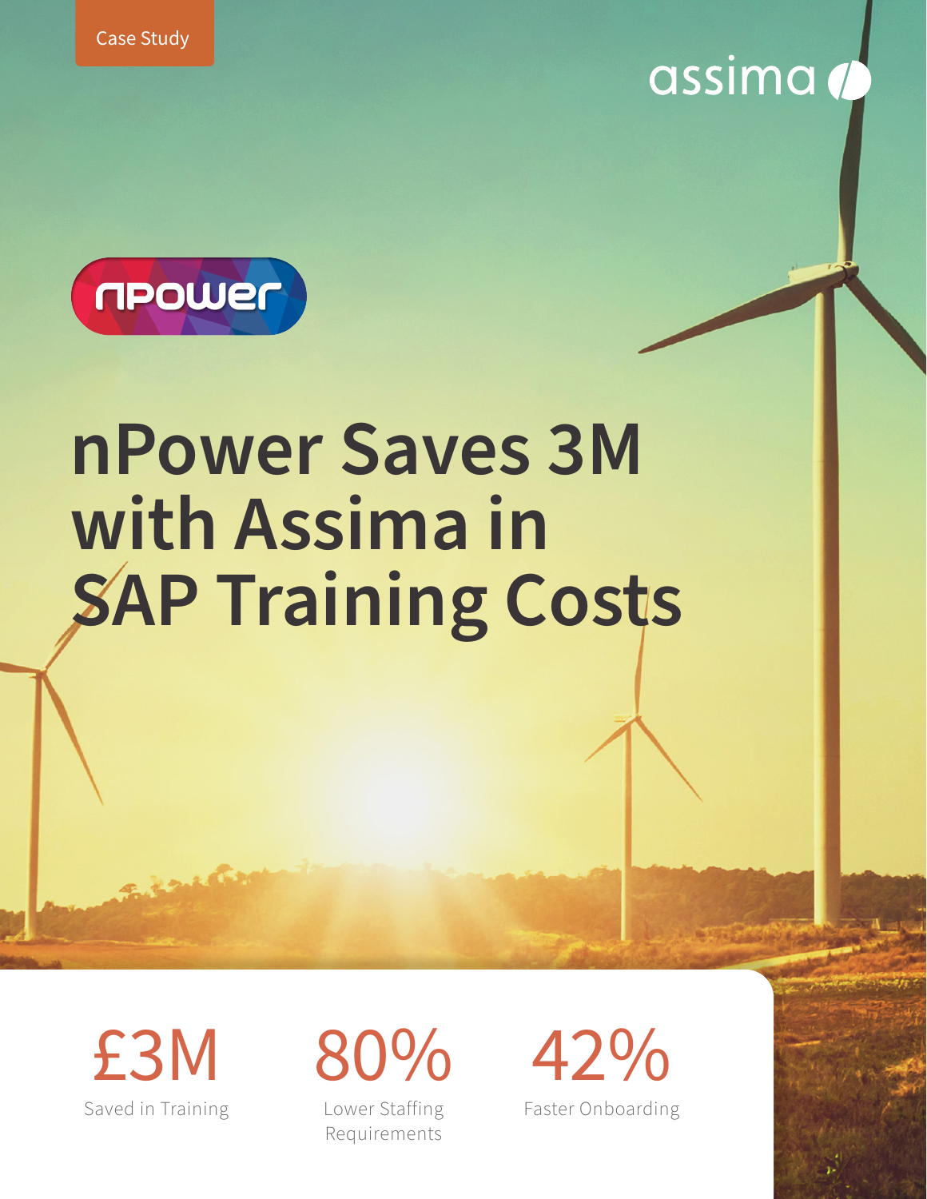Case Study

assima

npower

# nPower Saves 3M with Assima in SAP Training Costs

**£3M**
Saved in Training

**80%**
Lower Staffing Requirements

**42%**
Faster Onboarding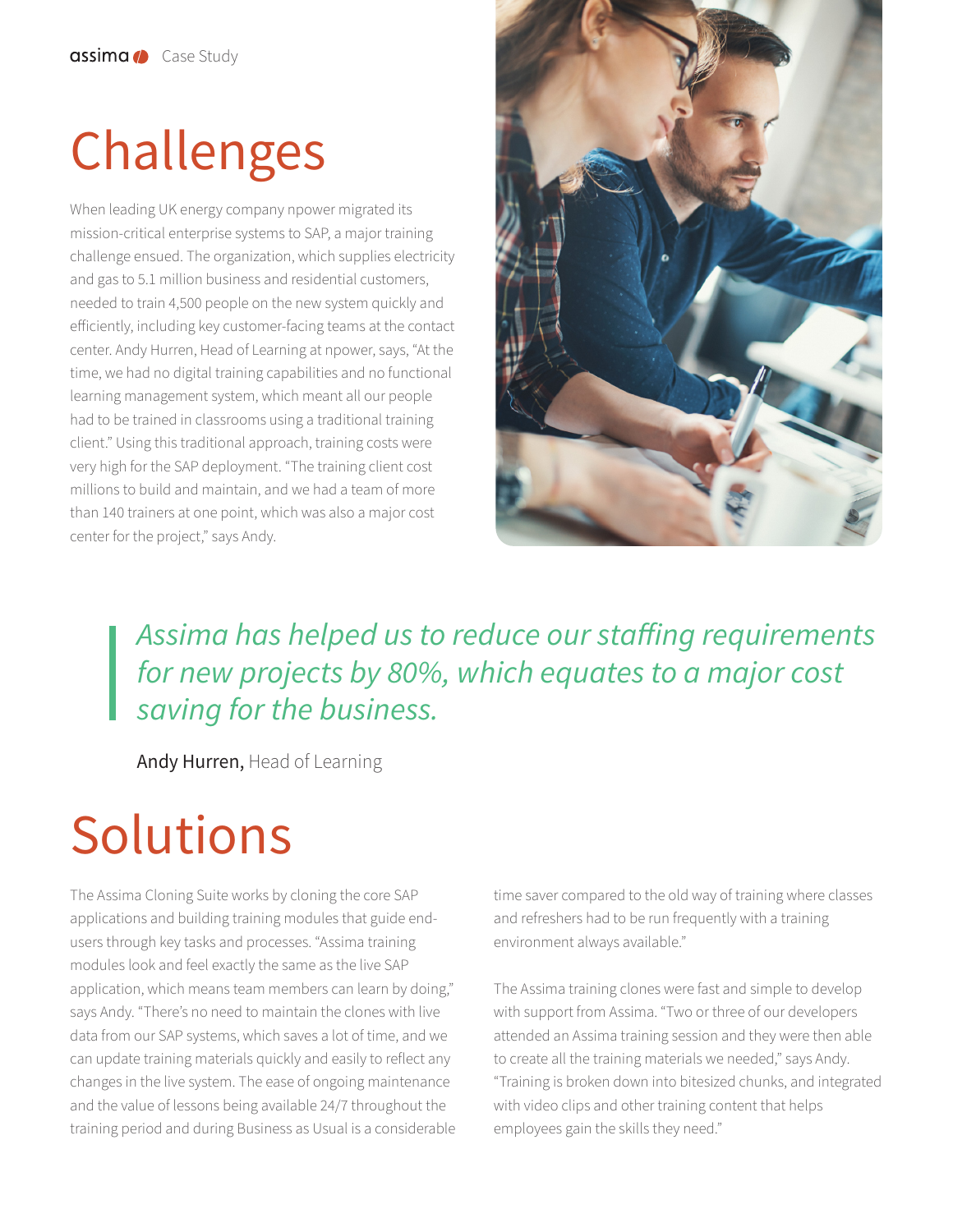# Challenges

When leading UK energy company npower migrated its mission-critical enterprise systems to SAP, a major training challenge ensued. The organization, which supplies electricity and gas to 5.1 million business and residential customers, needed to train 4,500 people on the new system quickly and efficiently, including key customer-facing teams at the contact center. Andy Hurren, Head of Learning at npower, says, "At the time, we had no digital training capabilities and no functional learning management system, which meant all our people had to be trained in classrooms using a traditional training client." Using this traditional approach, training costs were very high for the SAP deployment. "The training client cost millions to build and maintain, and we had a team of more than 140 trainers at one point, which was also a major cost center for the project," says Andy.

> *Assima has helped us to reduce our staffing requirements for new projects by 80%, which equates to a major cost saving for the business.*
>
> **Andy Hurren,** Head of Learning

# Solutions

The Assima Cloning Suite works by cloning the core SAP applications and building training modules that guide end-users through key tasks and processes. "Assima training modules look and feel exactly the same as the live SAP application, which means team members can learn by doing," says Andy. "There's no need to maintain the clones with live data from our SAP systems, which saves a lot of time, and we can update training materials quickly and easily to reflect any changes in the live system. The ease of ongoing maintenance and the value of lessons being available 24/7 throughout the training period and during Business as Usual is a considerable time saver compared to the old way of training where classes and refreshers had to be run frequently with a training environment always available."

The Assima training clones were fast and simple to develop with support from Assima. "Two or three of our developers attended an Assima training session and they were then able to create all the training materials we needed," says Andy. "Training is broken down into bitesized chunks, and integrated with video clips and other training content that helps employees gain the skills they need."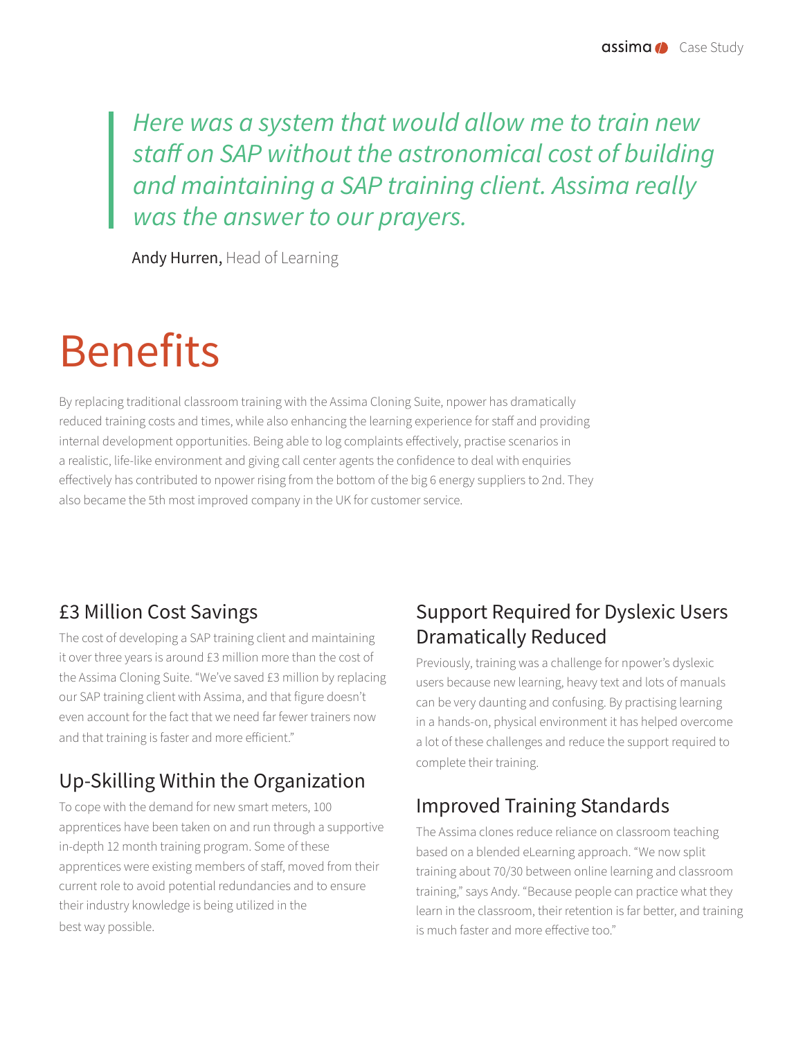> *Here was a system that would allow me to train new staff on SAP without the astronomical cost of building and maintaining a SAP training client. Assima really was the answer to our prayers.*

Andy Hurren, Head of Learning

# Benefits

By replacing traditional classroom training with the Assima Cloning Suite, npower has dramatically reduced training costs and times, while also enhancing the learning experience for staff and providing internal development opportunities. Being able to log complaints effectively, practise scenarios in a realistic, life-like environment and giving call center agents the confidence to deal with enquiries effectively has contributed to npower rising from the bottom of the big 6 energy suppliers to 2nd. They also became the 5th most improved company in the UK for customer service.

## £3 Million Cost Savings

The cost of developing a SAP training client and maintaining it over three years is around £3 million more than the cost of the Assima Cloning Suite. "We've saved £3 million by replacing our SAP training client with Assima, and that figure doesn't even account for the fact that we need far fewer trainers now and that training is faster and more efficient."

## Up-Skilling Within the Organization

To cope with the demand for new smart meters, 100 apprentices have been taken on and run through a supportive in-depth 12 month training program. Some of these apprentices were existing members of staff, moved from their current role to avoid potential redundancies and to ensure their industry knowledge is being utilized in the best way possible.

## Support Required for Dyslexic Users Dramatically Reduced

Previously, training was a challenge for npower's dyslexic users because new learning, heavy text and lots of manuals can be very daunting and confusing. By practising learning in a hands-on, physical environment it has helped overcome a lot of these challenges and reduce the support required to complete their training.

## Improved Training Standards

The Assima clones reduce reliance on classroom teaching based on a blended eLearning approach. "We now split training about 70/30 between online learning and classroom training," says Andy. "Because people can practice what they learn in the classroom, their retention is far better, and training is much faster and more effective too."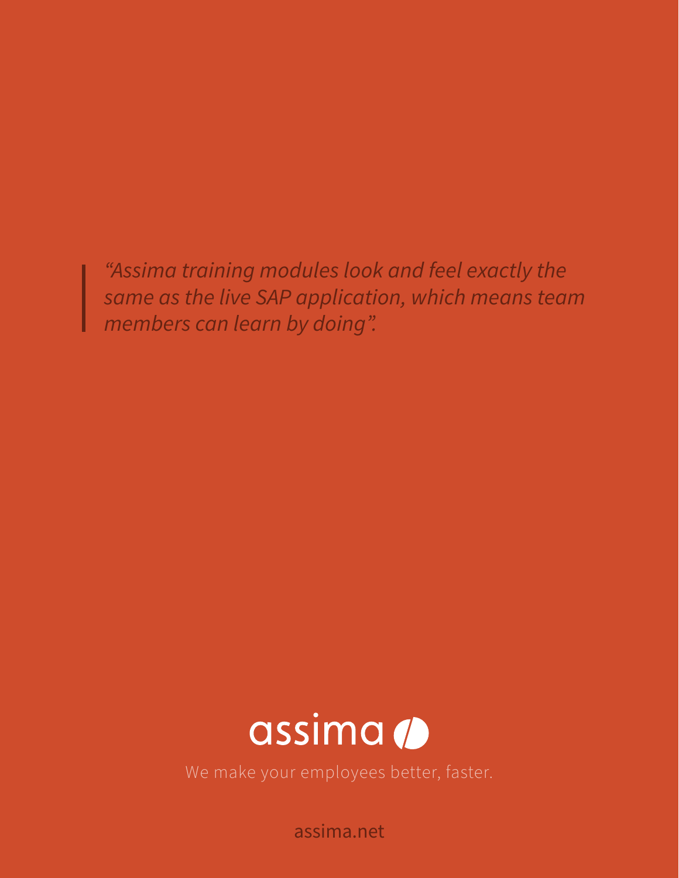> *“Assima training modules look and feel exactly the same as the live SAP application, which means team members can learn by doing”.*

assima

We make your employees better, faster.

assima.net